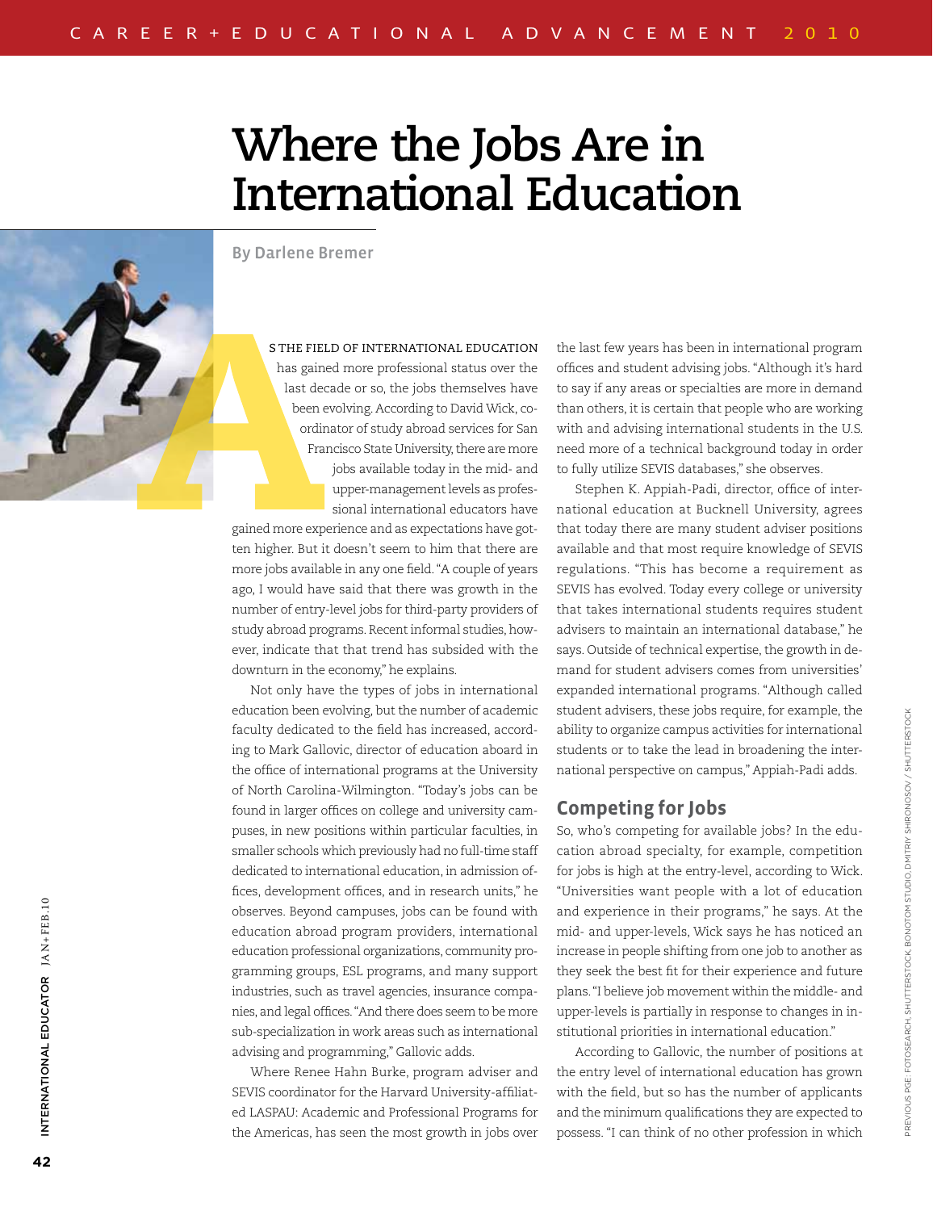# Where the Jobs Are in International Education

By Darlene Bremer

AS THE FIELD OF INTERNATIONAL EDUCATION has gained more professional status over the last decade or so, the jobs themselves have been evolving. According to David Wick, coordinator of study abroad services for San Francisco State University, there are more jobs available today in the mid- and upper-management levels as professional international educators have gained more experience and as expectations have gotten higher. But it doesn't seem to him that there are more jobs available in any one field. "A couple of years ago, I would have said that there was growth in the number of entry-level jobs for third-party providers of study abroad programs. Recent informal studies, however, indicate that that trend has subsided with the downturn in the economy," he explains.

Not only have the types of jobs in international education been evolving, but the number of academic faculty dedicated to the field has increased, according to Mark Gallovic, director of education aboard in the office of international programs at the University of North Carolina-Wilmington. "Today's jobs can be found in larger offices on college and university campuses, in new positions within particular faculties, in smaller schools which previously had no full-time staff dedicated to international education, in admission offices, development offices, and in research units," he observes. Beyond campuses, jobs can be found with education abroad program providers, international education professional organizations, community programming groups, ESL programs, and many support industries, such as travel agencies, insurance companies, and legal offices. "And there does seem to be more sub-specialization in work areas such as international advising and programming," Gallovic adds.

Where Renee Hahn Burke, program adviser and SEVIS coordinator for the Harvard University-affiliated LASPAU: Academic and Professional Programs for the Americas, has seen the most growth in jobs over the last few years has been in international program offices and student advising jobs. "Although it's hard to say if any areas or specialties are more in demand than others, it is certain that people who are working with and advising international students in the U.S. need more of a technical background today in order to fully utilize SEVIS databases," she observes.

Stephen K. Appiah-Padi, director, office of international education at Bucknell University, agrees that today there are many student adviser positions available and that most require knowledge of SEVIS regulations. "This has become a requirement as SEVIS has evolved. Today every college or university that takes international students requires student advisers to maintain an international database," he says. Outside of technical expertise, the growth in demand for student advisers comes from universities' expanded international programs. "Although called student advisers, these jobs require, for example, the ability to organize campus activities for international students or to take the lead in broadening the international perspective on campus," Appiah-Padi adds.

## Competing for Jobs

So, who's competing for available jobs? In the education abroad specialty, for example, competition for jobs is high at the entry-level, according to Wick. "Universities want people with a lot of education and experience in their programs," he says. At the mid- and upper-levels, Wick says he has noticed an increase in people shifting from one job to another as they seek the best fit for their experience and future plans. "I believe job movement within the middle- and upper-levels is partially in response to changes in institutional priorities in international education."

According to Gallovic, the number of positions at the entry level of international education has grown with the field, but so has the number of applicants and the minimum qualifications they are expected to possess. "I can think of no other profession in which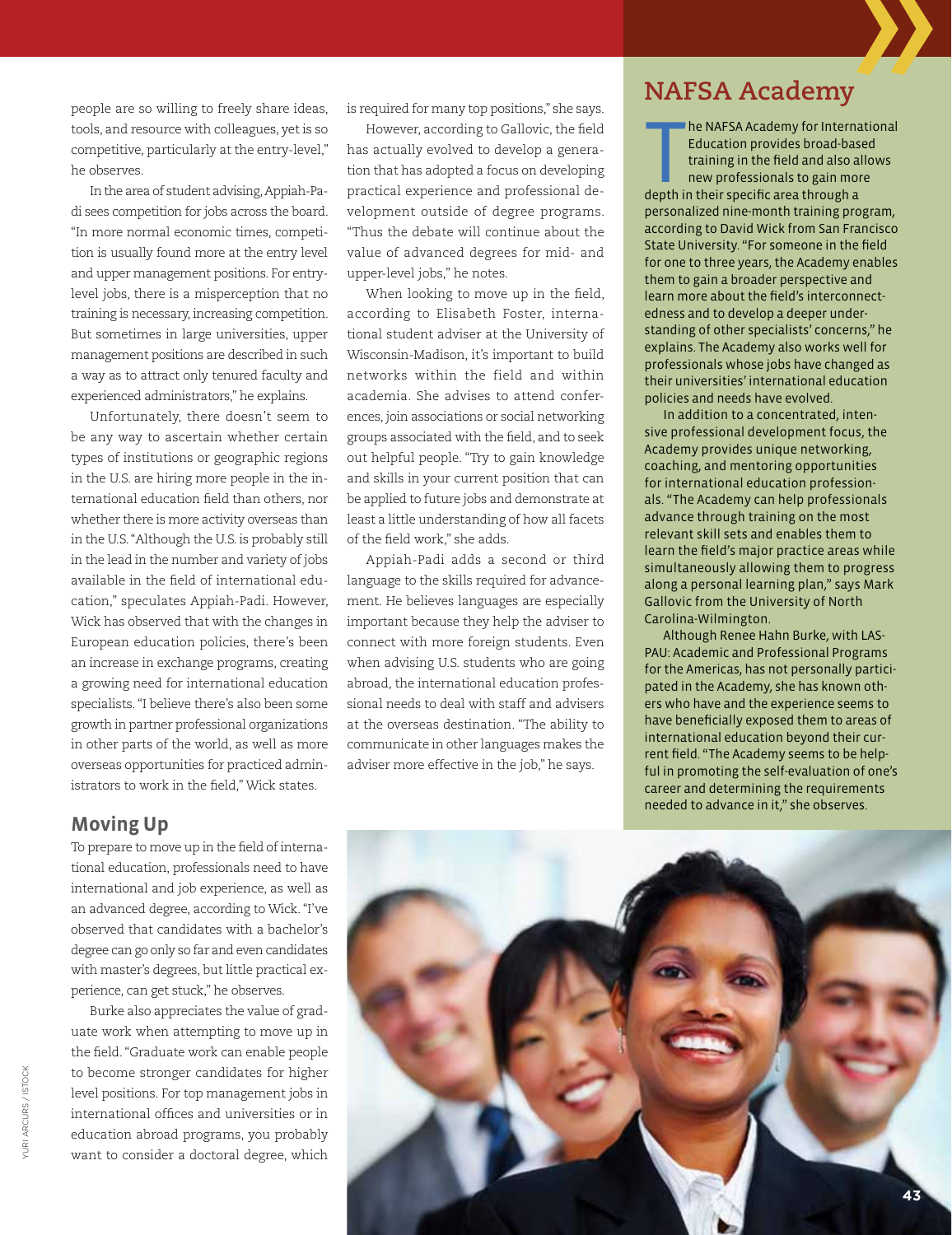people are so willing to freely share ideas, tools, and resource with colleagues, yet is so competitive, particularly at the entry-level," he observes.

In the area of student advising, Appiah-Padi sees competition for jobs across the board. "In more normal economic times, competition is usually found more at the entry level and upper management positions. For entry-level jobs, there is a misperception that no training is necessary, increasing competition. But sometimes in large universities, upper management positions are described in such a way as to attract only tenured faculty and experienced administrators," he explains.

Unfortunately, there doesn't seem to be any way to ascertain whether certain types of institutions or geographic regions in the U.S. are hiring more people in the international education field than others, nor whether there is more activity overseas than in the U.S. "Although the U.S. is probably still in the lead in the number and variety of jobs available in the field of international education," speculates Appiah-Padi. However, Wick has observed that with the changes in European education policies, there's been an increase in exchange programs, creating a growing need for international education specialists. "I believe there's also been some growth in partner professional organizations in other parts of the world, as well as more overseas opportunities for practiced administrators to work in the field," Wick states.

## Moving Up

To prepare to move up in the field of international education, professionals need to have international and job experience, as well as an advanced degree, according to Wick. "I've observed that candidates with a bachelor's degree can go only so far and even candidates with master's degrees, but little practical experience, can get stuck," he observes.

Burke also appreciates the value of graduate work when attempting to move up in the field. "Graduate work can enable people to become stronger candidates for higher level positions. For top management jobs in international offices and universities or in education abroad programs, you probably want to consider a doctoral degree, which is required for many top positions," she says.

However, according to Gallovic, the field has actually evolved to develop a generation that has adopted a focus on developing practical experience and professional development outside of degree programs. "Thus the debate will continue about the value of advanced degrees for mid- and upper-level jobs," he notes.

When looking to move up in the field, according to Elisabeth Foster, international student adviser at the University of Wisconsin-Madison, it's important to build networks within the field and within academia. She advises to attend conferences, join associations or social networking groups associated with the field, and to seek out helpful people. "Try to gain knowledge and skills in your current position that can be applied to future jobs and demonstrate at least a little understanding of how all facets of the field work," she adds.

Appiah-Padi adds a second or third language to the skills required for advancement. He believes languages are especially important because they help the adviser to connect with more foreign students. Even when advising U.S. students who are going abroad, the international education professional needs to deal with staff and advisers at the overseas destination. "The ability to communicate in other languages makes the adviser more effective in the job," he says.

## NAFSA Academy

The NAFSA Academy for International Education provides broad-based training in the field and also allows new professionals to gain more depth in their specific area through a personalized nine-month training program, according to David Wick from San Francisco State University. "For someone in the field for one to three years, the Academy enables them to gain a broader perspective and learn more about the field's interconnectedness and to develop a deeper understanding of other specialists' concerns," he explains. The Academy also works well for professionals whose jobs have changed as their universities' international education policies and needs have evolved.

In addition to a concentrated, intensive professional development focus, the Academy provides unique networking, coaching, and mentoring opportunities for international education professionals. "The Academy can help professionals advance through training on the most relevant skill sets and enables them to learn the field's major practice areas while simultaneously allowing them to progress along a personal learning plan," says Mark Gallovic from the University of North Carolina-Wilmington.

Although Renee Hahn Burke, with LASPAU: Academic and Professional Programs for the Americas, has not personally participated in the Academy, she has known others who have and the experience seems to have beneficially exposed them to areas of international education beyond their current field. "The Academy seems to be helpful in promoting the self-evaluation of one's career and determining the requirements needed to advance in it," she observes.

YURI ARCURS / ISTOCK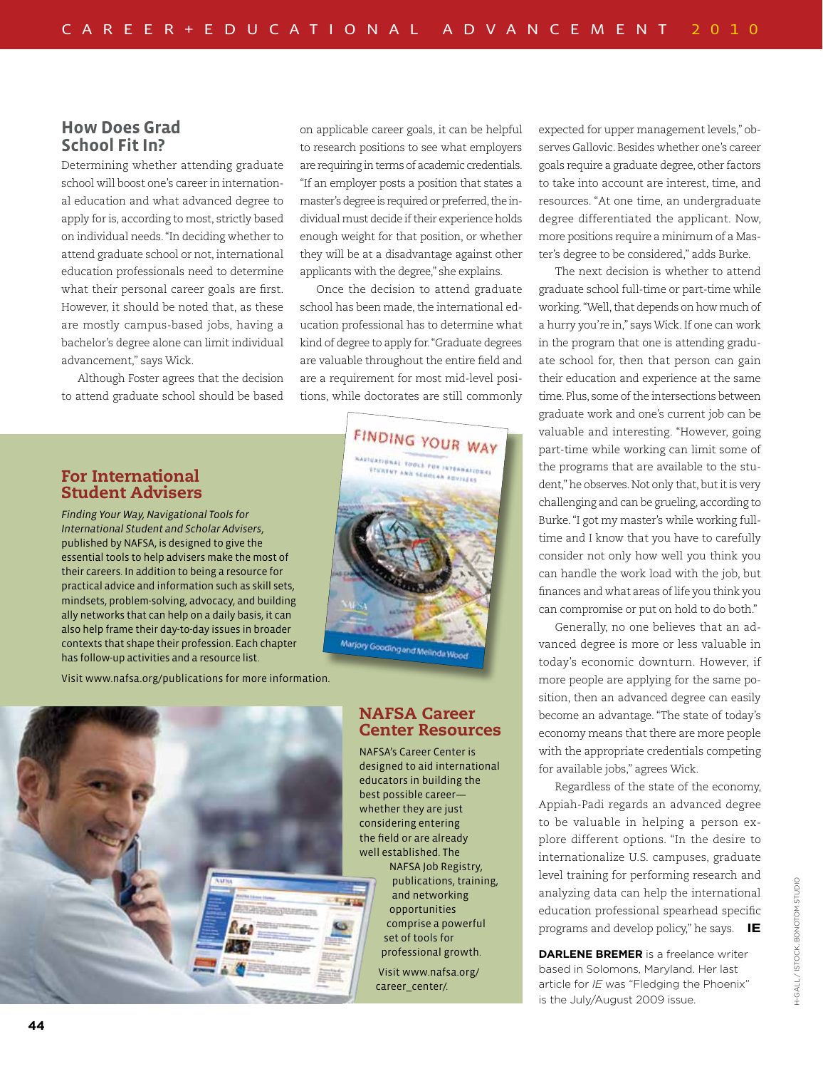## How Does Grad School Fit In?

Determining whether attending graduate school will boost one's career in international education and what advanced degree to apply for is, according to most, strictly based on individual needs. "In deciding whether to attend graduate school or not, international education professionals need to determine what their personal career goals are first. However, it should be noted that, as these are mostly campus-based jobs, having a bachelor's degree alone can limit individual advancement," says Wick.

Although Foster agrees that the decision to attend graduate school should be based on applicable career goals, it can be helpful to research positions to see what employers are requiring in terms of academic credentials. "If an employer posts a position that states a master's degree is required or preferred, the individual must decide if their experience holds enough weight for that position, or whether they will be at a disadvantage against other applicants with the degree," she explains.

Once the decision to attend graduate school has been made, the international education professional has to determine what kind of degree to apply for. "Graduate degrees are valuable throughout the entire field and are a requirement for most mid-level positions, while doctorates are still commonly expected for upper management levels," observes Gallovic. Besides whether one's career goals require a graduate degree, other factors to take into account are interest, time, and resources. "At one time, an undergraduate degree differentiated the applicant. Now, more positions require a minimum of a Master's degree to be considered," adds Burke.

The next decision is whether to attend graduate school full-time or part-time while working. "Well, that depends on how much of a hurry you're in," says Wick. If one can work in the program that one is attending graduate school for, then that person can gain their education and experience at the same time. Plus, some of the intersections between graduate work and one's current job can be valuable and interesting. "However, going part-time while working can limit some of the programs that are available to the student," he observes. Not only that, but it is very challenging and can be grueling, according to Burke. "I got my master's while working full-time and I know that you have to carefully consider not only how well you think you can handle the work load with the job, but finances and what areas of life you think you can compromise or put on hold to do both."

Generally, no one believes that an advanced degree is more or less valuable in today's economic downturn. However, if more people are applying for the same position, then an advanced degree can easily become an advantage. "The state of today's economy means that there are more people with the appropriate credentials competing for available jobs," agrees Wick.

Regardless of the state of the economy, Appiah-Padi regards an advanced degree to be valuable in helping a person explore different options. "In the desire to internationalize U.S. campuses, graduate level training for performing research and analyzing data can help the international education professional spearhead specific programs and develop policy," he says. **IE**

**DARLENE BREMER** is a freelance writer based in Solomons, Maryland. Her last article for *IE* was "Fledging the Phoenix" is the July/August 2009 issue.

### For International Student Advisers

*Finding Your Way, Navigational Tools for International Student and Scholar Advisers,* published by NAFSA, is designed to give the essential tools to help advisers make the most of their careers. In addition to being a resource for practical advice and information such as skill sets, mindsets, problem-solving, advocacy, and building ally networks that can help on a daily basis, it can also help frame their day-to-day issues in broader contexts that shape their profession. Each chapter has follow-up activities and a resource list.

Visit www.nafsa.org/publications for more information.

### NAFSA Career Center Resources

NAFSA's Career Center is designed to aid international educators in building the best possible career—whether they are just considering entering the field or are already well established. The NAFSA Job Registry, publications, training, and networking opportunities comprise a powerful set of tools for professional growth.

Visit www.nafsa.org/career_center/.

H-GALL / ISTOCK, BONOTOM STUDIO